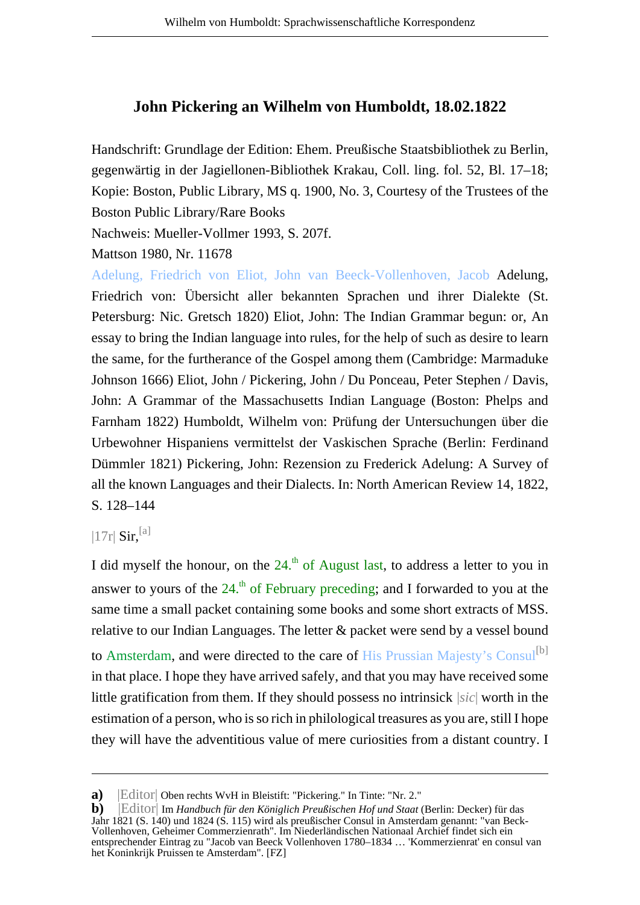# John Pickering an Wilhelm von Humboldt, 18.02.1822

Handschrift: Grundlage der Edition: Ehem. Preußische Staatsbibliothek zu Berlin, gegenwärtig in der Jagiellonen-Bibliothek Krakau, Coll. ling. fol. 52, Bl. 17–18; Kopie: Boston, Public Library, MS q. 1900, No. 3, Courtesy of the Trustees of the Boston Public Library/Rare Books

Nachweis: Mueller-Vollmer 1993, S. 207f.

Mattson 1980, Nr. 11678

Adelung, Friedrich von Eliot, John van Beeck-Vollenhoven, Jacob Adelung, Friedrich von: Übersicht aller bekannten Sprachen und ihrer Dialekte (St. Petersburg: Nic. Gretsch 1820) Eliot, John: The Indian Grammar begun: or, An essay to bring the Indian language into rules, for the help of such as desire to learn the same, for the furtherance of the Gospel among them (Cambridge: Marmaduke Johnson 1666) Eliot, John / Pickering, John / Du Ponceau, Peter Stephen / Davis, John: A Grammar of the Massachusetts Indian Language (Boston: Phelps and Farnham 1822) Humboldt, Wilhelm von: Prüfung der Untersuchungen über die Urbewohner Hispaniens vermittelst der Vaskischen Sprache (Berlin: Ferdinand Dümmler 1821) Pickering, John: Rezension zu Frederick Adelung: A Survey of all the known Languages and their Dialects. In: North American Review 14, 1822, S. 128–144

|17r| Sir,[a]

I did myself the honour, on the 24.th of August last, to address a letter to you in answer to yours of the 24.th of February preceding; and I forwarded to you at the same time a small packet containing some books and some short extracts of MSS. relative to our Indian Languages. The letter & packet were send by a vessel bound to Amsterdam, and were directed to the care of His Prussian Majesty's Consul[b] in that place. I hope they have arrived safely, and that you may have received some little gratification from them. If they should possess no intrinsick |sic| worth in the estimation of a person, who is so rich in philological treasures as you are, still I hope they will have the adventitious value of mere curiosities from a distant country. I

---

**a)** |Editor| Oben rechts WvH in Bleistift: "Pickering." In Tinte: "Nr. 2."

**b)** |Editor| Im *Handbuch für den Königlich Preußischen Hof und Staat* (Berlin: Decker) für das Jahr 1821 (S. 140) und 1824 (S. 115) wird als preußischer Consul in Amsterdam genannt: "van Beck-Vollenhoven, Geheimer Commerzienrath". Im Niederländischen Nationaal Archief findet sich ein entsprechender Eintrag zu "Jacob van Beeck Vollenhoven 1780–1834 … 'Kommerzienrat' en consul van het Koninkrijk Pruissen te Amsterdam". [FZ]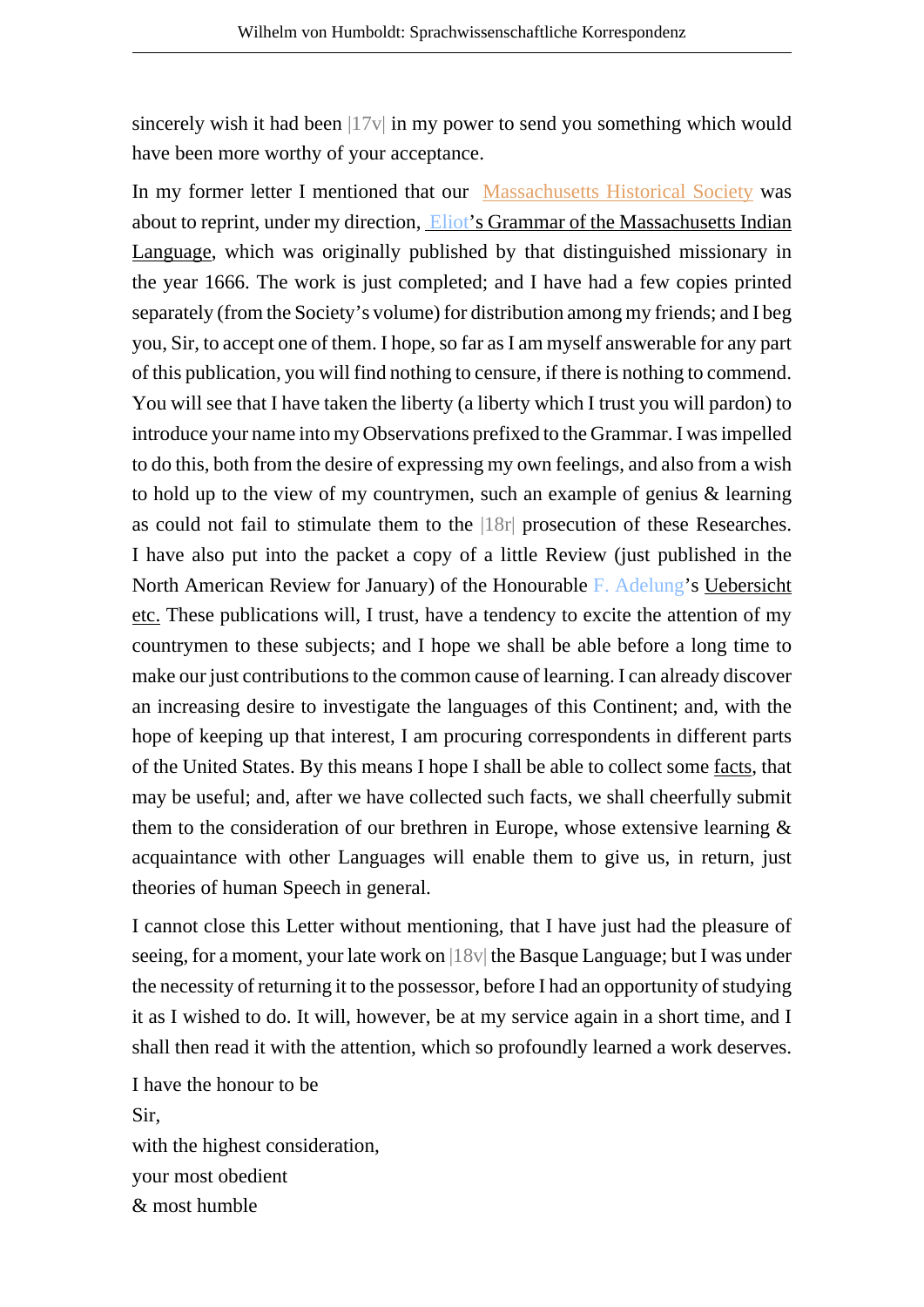sincerely wish it had been |17v| in my power to send you something which would have been more worthy of your acceptance.

In my former letter I mentioned that our Massachusetts Historical Society was about to reprint, under my direction, Eliot's Grammar of the Massachusetts Indian Language, which was originally published by that distinguished missionary in the year 1666. The work is just completed; and I have had a few copies printed separately (from the Society's volume) for distribution among my friends; and I beg you, Sir, to accept one of them. I hope, so far as I am myself answerable for any part of this publication, you will find nothing to censure, if there is nothing to commend. You will see that I have taken the liberty (a liberty which I trust you will pardon) to introduce your name into my Observations prefixed to the Grammar. I was impelled to do this, both from the desire of expressing my own feelings, and also from a wish to hold up to the view of my countrymen, such an example of genius & learning as could not fail to stimulate them to the |18r| prosecution of these Researches. I have also put into the packet a copy of a little Review (just published in the North American Review for January) of the Honourable F. Adelung's Uebersicht etc. These publications will, I trust, have a tendency to excite the attention of my countrymen to these subjects; and I hope we shall be able before a long time to make our just contributions to the common cause of learning. I can already discover an increasing desire to investigate the languages of this Continent; and, with the hope of keeping up that interest, I am procuring correspondents in different parts of the United States. By this means I hope I shall be able to collect some facts, that may be useful; and, after we have collected such facts, we shall cheerfully submit them to the consideration of our brethren in Europe, whose extensive learning & acquaintance with other Languages will enable them to give us, in return, just theories of human Speech in general.

I cannot close this Letter without mentioning, that I have just had the pleasure of seeing, for a moment, your late work on |18v| the Basque Language; but I was under the necessity of returning it to the possessor, before I had an opportunity of studying it as I wished to do. It will, however, be at my service again in a short time, and I shall then read it with the attention, which so profoundly learned a work deserves.

I have the honour to be

Sir,

with the highest consideration,

your most obedient

& most humble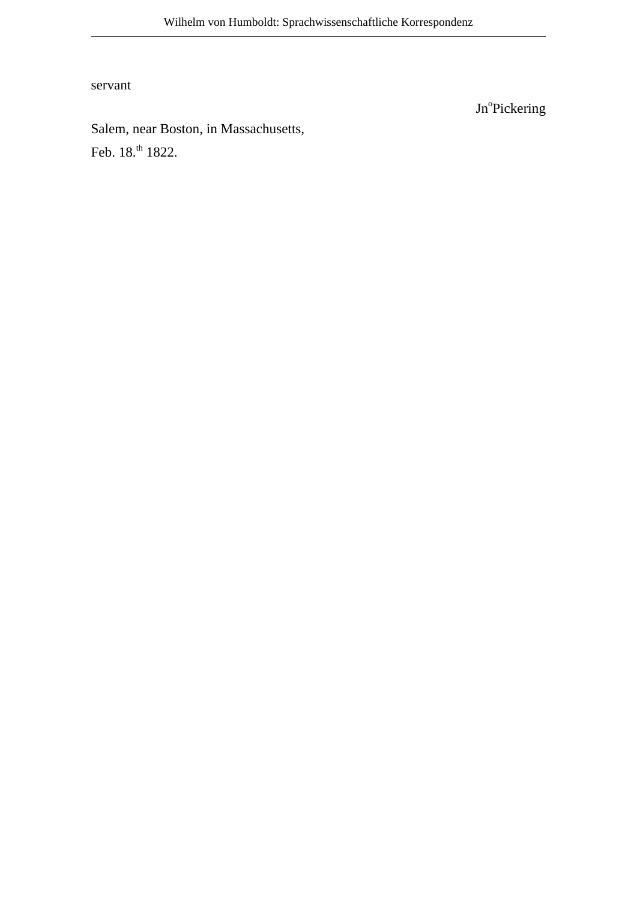servant

Jn[o]Pickering

Salem, near Boston, in Massachusetts,

Feb. 18.[th] 1822.